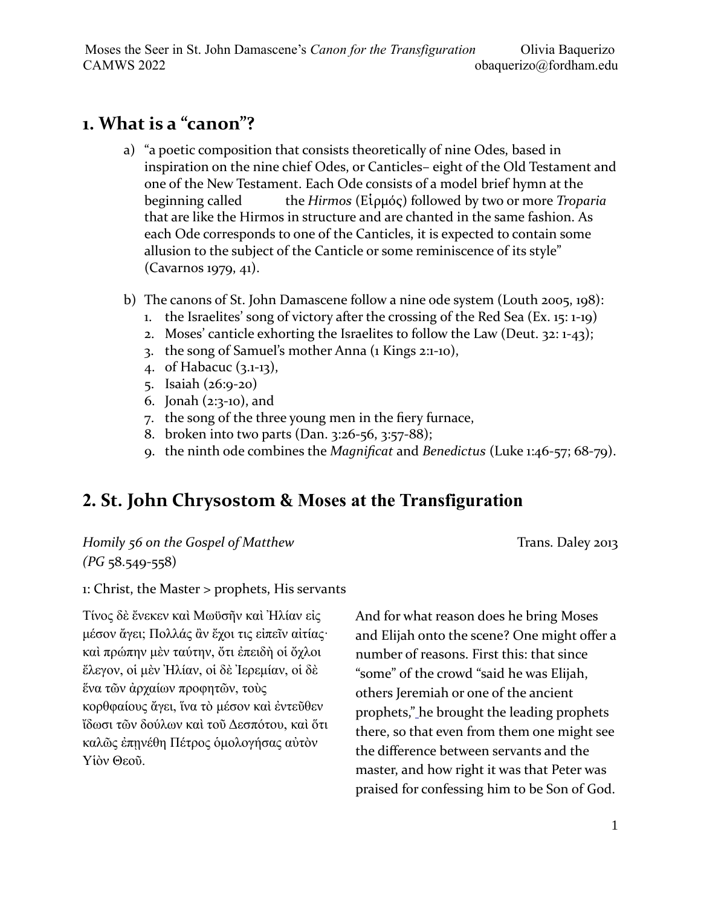Moses the Seer in St. John Damascene's *Canon for the Transfiguration* — Olivia Baquerizo
CAMWS 2022 — obaquerizo@fordham.edu

## 1. What is a "canon"?

a) "a poetic composition that consists theoretically of nine Odes, based in inspiration on the nine chief Odes, or Canticles– eight of the Old Testament and one of the New Testament. Each Ode consists of a model brief hymn at the beginning called the *Hirmos* (Εἱρμός) followed by two or more *Troparia* that are like the Hirmos in structure and are chanted in the same fashion. As each Ode corresponds to one of the Canticles, it is expected to contain some allusion to the subject of the Canticle or some reminiscence of its style" (Cavarnos 1979, 41).

b) The canons of St. John Damascene follow a nine ode system (Louth 2005, 198):
   1. the Israelites' song of victory after the crossing of the Red Sea (Ex. 15: 1-19)
   2. Moses' canticle exhorting the Israelites to follow the Law (Deut. 32: 1-43);
   3. the song of Samuel's mother Anna (1 Kings 2:1-10),
   4. of Habacuc (3.1-13),
   5. Isaiah (26:9-20)
   6. Jonah (2:3-10), and
   7. the song of the three young men in the fiery furnace,
   8. broken into two parts (Dan. 3:26-56, 3:57-88);
   9. the ninth ode combines the *Magnificat* and *Benedictus* (Luke 1:46-57; 68-79).

## 2. St. John Chrysostom & Moses at the Transfiguration

*Homily 56 on the Gospel of Matthew* (*PG* 58.549-558) — Trans. Daley 2013

1: Christ, the Master > prophets, His servants

Τίνος δὲ ἕνεκεν καὶ Μωϋσῆν καὶ Ἠλίαν εἰς μέσον ἄγει; Πολλάς ἂν ἔχοι τις εἰπεῖν αἰτίας· καὶ πρώπην μὲν ταύτην, ὅτι ἐπειδὴ οἱ ὄχλοι ἔλεγον, οἱ μὲν Ἠλίαν, οἱ δὲ Ἱερεμίαν, οἱ δὲ ἕνα τῶν ἀρχαίων προφητῶν, τοὺς κορθφαίους ἄγει, ἵνα τὸ μέσον καὶ ἐντεῦθεν ἴδωσι τῶν δούλων καὶ τοῦ Δεσπότου, καὶ ὅτι καλῶς ἐπηνέθη Πέτρος ὁμολογήσας αὐτὸν Υἱὸν Θεοῦ.

And for what reason does he bring Moses and Elijah onto the scene? One might offer a number of reasons. First this: that since "some" of the crowd "said he was Elijah, others Jeremiah or one of the ancient prophets," he brought the leading prophets there, so that even from them one might see the difference between servants and the master, and how right it was that Peter was praised for confessing him to be Son of God.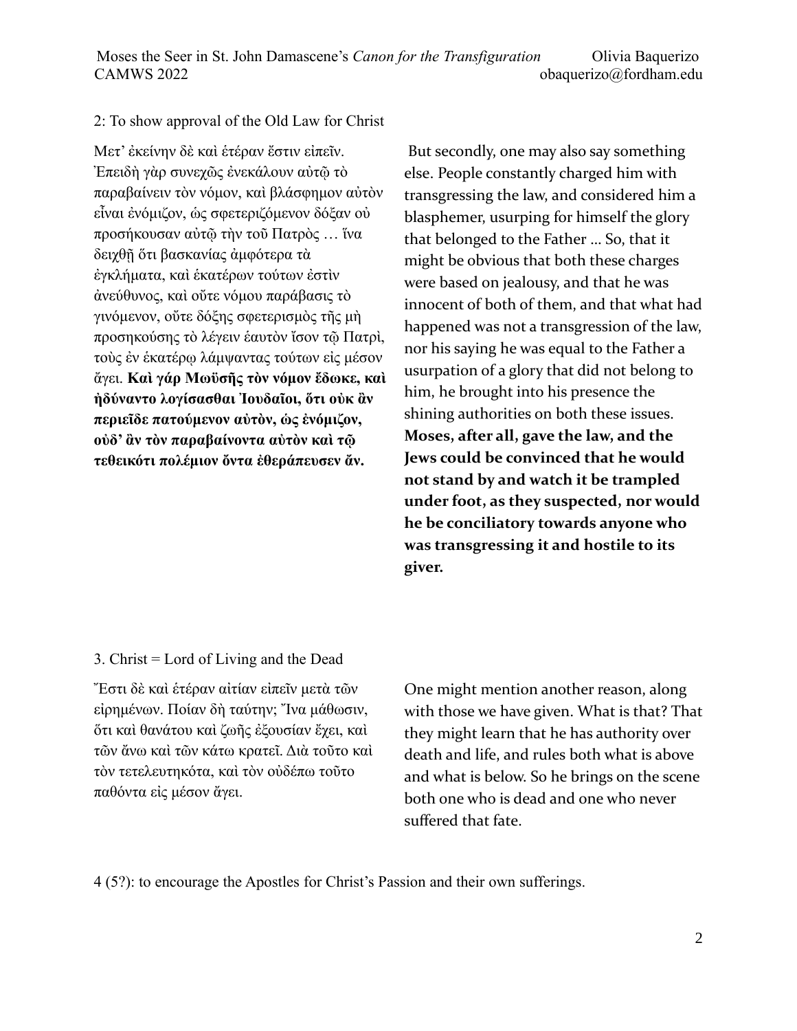2: To show approval of the Old Law for Christ

Μετ᾽ ἐκείνην δὲ καὶ ἑτέραν ἔστιν εἰπεῖν. Ἐπειδὴ γὰρ συνεχῶς ἐνεκάλουν αὐτῷ τὸ παραβαίνειν τὸν νόμον, καὶ βλάσφημον αὐτὸν εἶναι ἐνόμιζον, ὡς σφετεριζόμενον δόξαν οὐ προσήκουσαν αὐτῷ τὴν τοῦ Πατρὸς … ἵνα δειχθῇ ὅτι βασκανίας ἀμφότερα τὰ ἐγκλήματα, καὶ ἑκατέρων τούτων ἐστὶν ἀνεύθυνος, καὶ οὔτε νόμου παράβασις τὸ γινόμενον, οὔτε δόξης σφετερισμὸς τῆς μὴ προσηκούσης τὸ λέγειν ἑαυτὸν ἴσον τῷ Πατρὶ, τοὺς ἐν ἑκατέρῳ λάμψαντας τούτων εἰς μέσον ἄγει. **Καὶ γάρ Μωϋσῆς τὸν νόμον ἔδωκε, καὶ ἠδύναντο λογίσασθαι Ἰουδαῖοι, ὅτι οὐκ ἂν περιεῖδε πατούμενον αὐτὸν, ὡς ἐνόμιζον, οὐδ᾽ ἂν τὸν παραβαίνοντα αὐτὸν καὶ τῷ τεθεικότι πολέμιον ὄντα ἐθεράπευσεν ἄν.**

But secondly, one may also say something else. People constantly charged him with transgressing the law, and considered him a blasphemer, usurping for himself the glory that belonged to the Father ... So, that it might be obvious that both these charges were based on jealousy, and that he was innocent of both of them, and that what had happened was not a transgression of the law, nor his saying he was equal to the Father a usurpation of a glory that did not belong to him, he brought into his presence the shining authorities on both these issues. **Moses, after all, gave the law, and the Jews could be convinced that he would not stand by and watch it be trampled under foot, as they suspected, nor would he be conciliatory towards anyone who was transgressing it and hostile to its giver.**

3. Christ = Lord of Living and the Dead

Ἔστι δὲ καὶ ἑτέραν αἰτίαν εἰπεῖν μετὰ τῶν εἰρημένων. Ποίαν δὴ ταύτην; Ἵνα μάθωσιν, ὅτι καὶ θανάτου καὶ ζωῆς ἐξουσίαν ἔχει, καὶ τῶν ἄνω καὶ τῶν κάτω κρατεῖ. Διὰ τοῦτο καὶ τὸν τετελευτηκότα, καὶ τὸν οὐδέπω τοῦτο παθόντα εἰς μέσον ἄγει.

One might mention another reason, along with those we have given. What is that? That they might learn that he has authority over death and life, and rules both what is above and what is below. So he brings on the scene both one who is dead and one who never suffered that fate.

4 (5?): to encourage the Apostles for Christ's Passion and their own sufferings.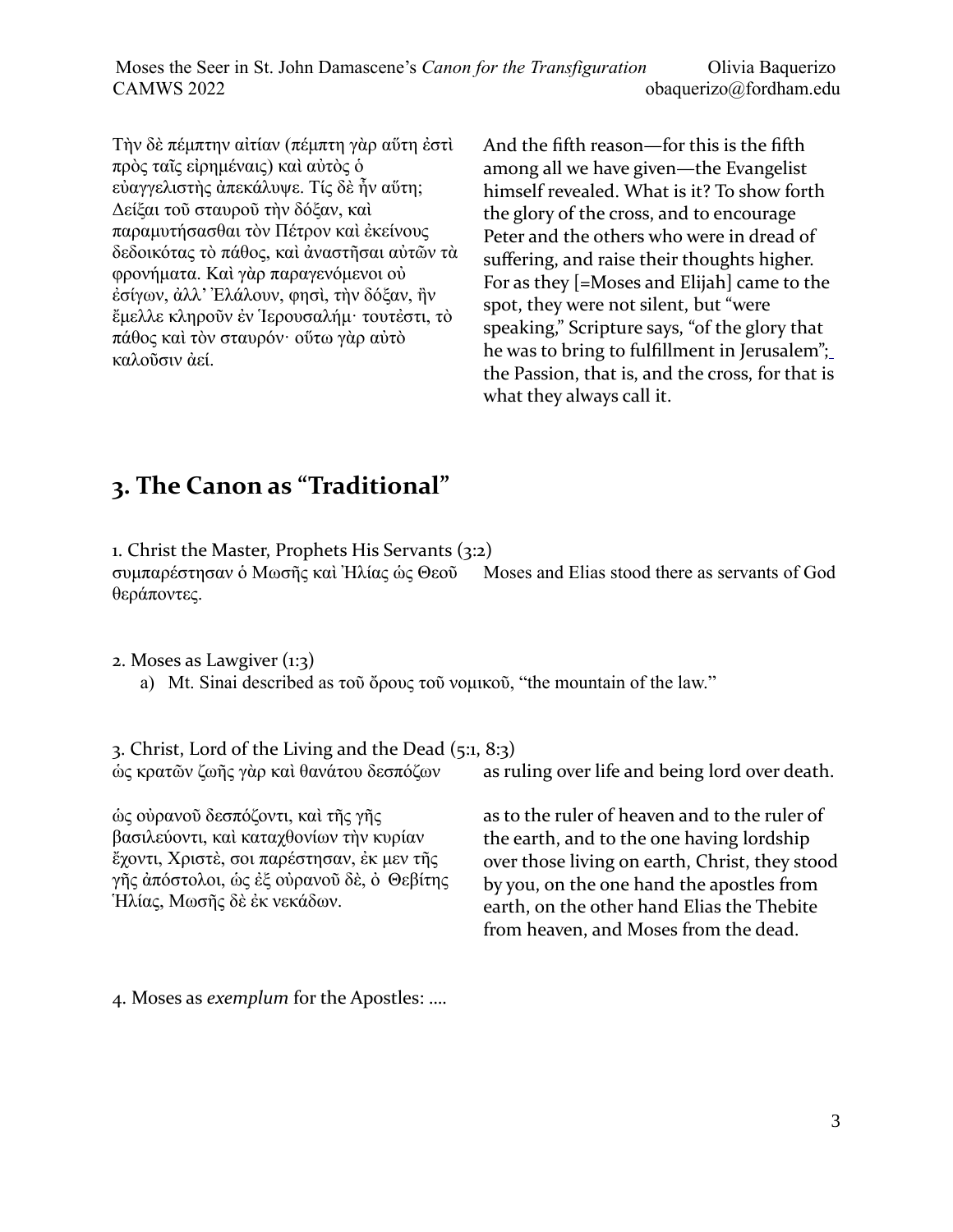Τὴν δὲ πέμπτην αἰτίαν (πέμπτη γὰρ αὕτη ἐστὶ πρὸς ταῖς εἰρημέναις) καὶ αὐτὸς ὁ εὐαγγελιστὴς ἀπεκάλυψε. Τίς δὲ ἦν αὕτη; Δεῖξαι τοῦ σταυροῦ τὴν δόξαν, καὶ παραμυθήσασθαι τὸν Πέτρον καὶ ἐκείνους δεδοικότας τὸ πάθος, καὶ ἀναστῆσαι αὐτῶν τὰ φρονήματα. Καὶ γὰρ παραγενόμενοι οὐ ἐσίγων, ἀλλ᾽ Ἐλάλουν, φησὶ, τὴν δόξαν, ἣν ἔμελλε κληροῦν ἐν Ἱερουσαλήμ· τουτέστι, τὸ πάθος καὶ τὸν σταυρόν· οὕτω γὰρ αὐτὸ καλοῦσιν ἀεί.

And the fifth reason—for this is the fifth among all we have given—the Evangelist himself revealed. What is it? To show forth the glory of the cross, and to encourage Peter and the others who were in dread of suffering, and raise their thoughts higher. For as they [=Moses and Elijah] came to the spot, they were not silent, but "were speaking," Scripture says, "of the glory that he was to bring to fulfillment in Jerusalem"; the Passion, that is, and the cross, for that is what they always call it.

## 3. The Canon as "Traditional"

1. Christ the Master, Prophets His Servants (3:2)

συμπαρέστησαν ὁ Μωσῆς καὶ Ἠλίας ὡς Θεοῦ θεράποντες.

Moses and Elias stood there as servants of God

2. Moses as Lawgiver (1:3)

a) Mt. Sinai described as τοῦ ὄρους τοῦ νομικοῦ, "the mountain of the law."

3. Christ, Lord of the Living and the Dead (5:1, 8:3)

ὡς κρατῶν ζωῆς γὰρ καὶ θανάτου δεσπόζων

as ruling over life and being lord over death.

ὡς οὐρανοῦ δεσπόζοντι, καὶ τῆς γῆς βασιλεύοντι, καὶ καταχθονίων τὴν κυρίαν ἔχοντι, Χριστὲ, σοι παρέστησαν, ἐκ μεν τῆς γῆς ἀπόστολοι, ὡς ἐξ οὐρανοῦ δὲ, ὁ Θεβίτης Ἠλίας, Μωσῆς δὲ ἐκ νεκάδων.

as to the ruler of heaven and to the ruler of the earth, and to the one having lordship over those living on earth, Christ, they stood by you, on the one hand the apostles from earth, on the other hand Elias the Thebite from heaven, and Moses from the dead.

4. Moses as *exemplum* for the Apostles: ....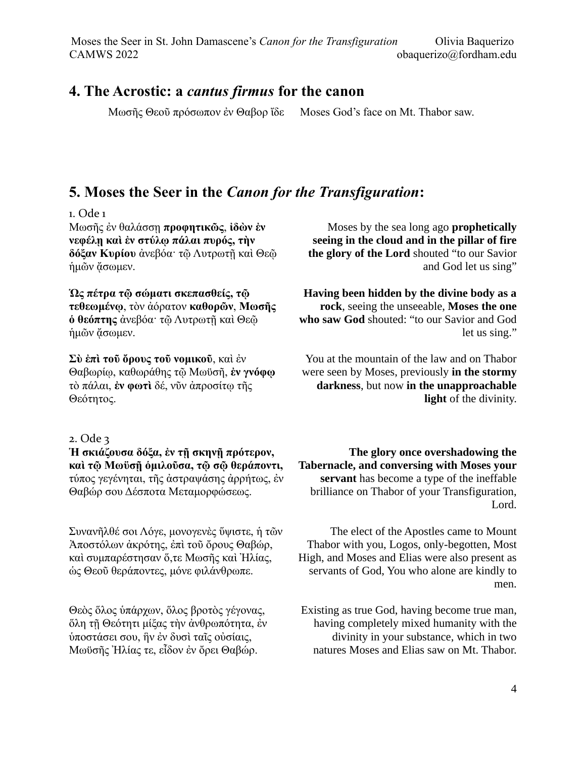## 4. The Acrostic: a *cantus firmus* for the canon

Μωσῆς Θεοῦ πρόσωπον ἐν Θαβορ ἴδε — Moses God's face on Mt. Thabor saw.

## 5. Moses the Seer in the *Canon for the Transfiguration*:

1. Ode 1

Μωσῆς ἐν θαλάσσῃ **προφητικῶς**, **ἰδὼν ἐν νεφέλῃ καὶ ἐν στύλῳ πάλαι πυρός, τὴν δόξαν Κυρίου** ἀνεβόα· τῷ Λυτρωτῇ καὶ Θεῷ ἡμῶν ᾄσωμεν.

Moses by the sea long ago **prophetically seeing in the cloud and in the pillar of fire the glory of the Lord** shouted "to our Savior and God let us sing"

**Ὡς πέτρα τῷ σώματι σκεπασθείς, τῷ τεθεωμένῳ**, τὸν ἀόρατον **καθορῶν**, **Μωσῆς ὁ θεόπτης** ἀνεβόα· τῷ Λυτρωτῇ καὶ Θεῷ ἡμῶν ᾄσωμεν.

**Having been hidden by the divine body as a rock**, seeing the unseeable, **Moses the one who saw God** shouted: "to our Savior and God let us sing."

**Σὺ ἐπὶ τοῦ ὄρους τοῦ νομικοῦ**, καὶ ἐν Θαβωρίῳ, καθωράθης τῷ Μωϋσῇ, **ἐν γνόφῳ** τὸ πάλαι, **ἐν φωτὶ** δέ, νῦν ἀπροσίτῳ τῆς Θεότητος.

You at the mountain of the law and on Thabor were seen by Moses, previously **in the stormy darkness**, but now **in the unapproachable light** of the divinity.

2. Ode 3

**Ἡ σκιάζουσα δόξα, ἐν τῇ σκηνῇ πρότερον, καὶ τῷ Μωϋσῇ ὁμιλοῦσα, τῷ σῷ θεράποντι,** τύπος γεγένηται, τῆς ἀστραψάσης ἀρρήτως, ἐν Θαβώρ σου Δέσποτα Μεταμορφώσεως.

**The glory once overshadowing the Tabernacle, and conversing with Moses your servant** has become a type of the ineffable brilliance on Thabor of your Transfiguration, Lord.

Συνανῆλθέ σοι Λόγε, μονογενὲς ὕψιστε, ἡ τῶν Ἀποστόλων ἀκρότης, ἐπὶ τοῦ ὄρους Θαβώρ, καὶ συμπαρέστησαν ὅ,τε Μωσῆς καὶ Ἠλίας, ὡς Θεοῦ θεράποντες, μόνε φιλάνθρωπε.

The elect of the Apostles came to Mount Thabor with you, Logos, only-begotten, Most High, and Moses and Elias were also present as servants of God, You who alone are kindly to men.

Θεὸς ὅλος ὑπάρχων, ὅλος βροτὸς γέγονας, ὅλῃ τῇ Θεότητι μίξας τὴν ἀνθρωπότητα, ἐν ὑποστάσει σου, ἣν ἐν δυσὶ ταῖς οὐσίαις, Μωϋσῆς Ἠλίας τε, εἶδον ἐν ὄρει Θαβώρ.

Existing as true God, having become true man, having completely mixed humanity with the divinity in your substance, which in two natures Moses and Elias saw on Mt. Thabor.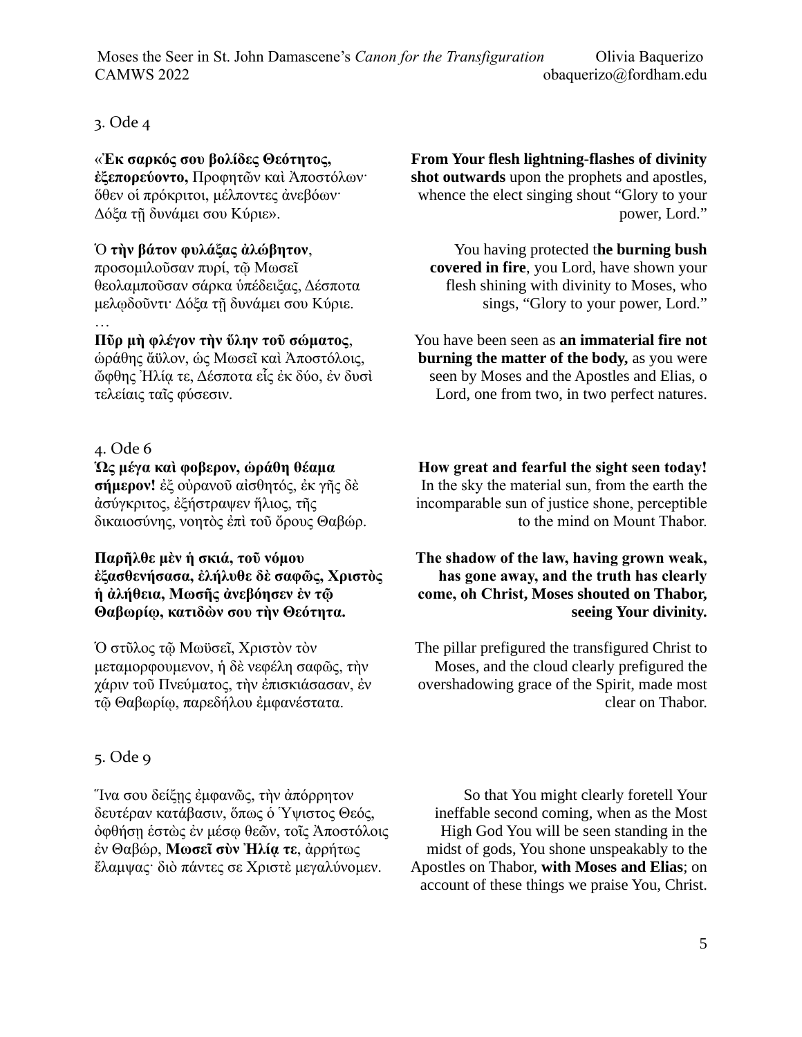3. Ode 4

«**Ἐκ σαρκός σου βολίδες Θεότητος, ἐξεπορεύοντο,** Προφητῶν καὶ Ἀποστόλων· ὅθεν οἱ πρόκριτοι, μέλποντες ἀνεβόων· Δόξα τῇ δυνάμει σου Κύριε».

**From Your flesh lightning-flashes of divinity shot outwards** upon the prophets and apostles, whence the elect singing shout "Glory to your power, Lord."

Ὁ **τὴν βάτον φυλάξας ἀλώβητον**, προσομιλοῦσαν πυρί, τῷ Μωσεῖ θεολαμποῦσαν σάρκα ὑπέδειξας, Δέσποτα μελῳδοῦντι· Δόξα τῇ δυνάμει σου Κύριε.

…

You having protected t**he burning bush covered in fire**, you Lord, have shown your flesh shining with divinity to Moses, who sings, "Glory to your power, Lord."

**Πῦρ μὴ φλέγον τὴν ὕλην τοῦ σώματος**, ὡράθης ἄϋλον, ὡς Μωσεῖ καὶ Ἀποστόλοις, ὤφθης Ἠλίᾳ τε, Δέσποτα εἷς ἐκ δύο, ἐν δυσὶ τελείαις ταῖς φύσεσιν.

You have been seen as **an immaterial fire not burning the matter of the body,** as you were seen by Moses and the Apostles and Elias, o Lord, one from two, in two perfect natures.

4. Ode 6

**Ὢς μέγα καὶ φοβερον, ὡράθη θέαμα σήμερον!** ἐξ οὐρανοῦ αἰσθητός, ἐκ γῆς δὲ ἀσύγκριτος, ἐξήστραψεν ἥλιος, τῆς δικαιοσύνης, νοητὸς ἐπὶ τοῦ ὄρους Θαβώρ.

**How great and fearful the sight seen today!** In the sky the material sun, from the earth the incomparable sun of justice shone, perceptible to the mind on Mount Thabor.

**Παρῆλθε μὲν ἡ σκιά, τοῦ νόμου ἐξασθενήσασα, ἐλήλυθε δὲ σαφῶς, Χριστὸς ἡ ἀλήθεια, Μωσῆς ἀνεβόησεν ἐν τῷ Θαβωρίῳ, κατιδὼν σου τὴν Θεότητα.**

**The shadow of the law, having grown weak, has gone away, and the truth has clearly come, oh Christ, Moses shouted on Thabor, seeing Your divinity.**

Ὁ στῦλος τῷ Μωϋσεῖ, Χριστὸν τὸν μεταμορφουμενον, ἡ δὲ νεφέλη σαφῶς, τὴν χάριν τοῦ Πνεύματος, τὴν ἐπισκιάσασαν, ἐν τῷ Θαβωρίῳ, παρεδήλου ἐμφανέστατα.

The pillar prefigured the transfigured Christ to Moses, and the cloud clearly prefigured the overshadowing grace of the Spirit, made most clear on Thabor.

5. Ode 9

Ἵνα σου δείξῃς ἐμφανῶς, τὴν ἀπόρρητον δευτέραν κατάβασιν, ὅπως ὁ Ὕψιστος Θεός, ὀφθήσῃ ἑστὼς ἐν μέσῳ θεῶν, τοῖς Ἀποστόλοις ἐν Θαβώρ, **Μωσεῖ σὺν Ἠλίᾳ τε**, ἀρρήτως ἔλαμψας· διὸ πάντες σε Χριστὲ μεγαλύνομεν.

So that You might clearly foretell Your ineffable second coming, when as the Most High God You will be seen standing in the midst of gods, You shone unspeakably to the Apostles on Thabor, **with Moses and Elias**; on account of these things we praise You, Christ.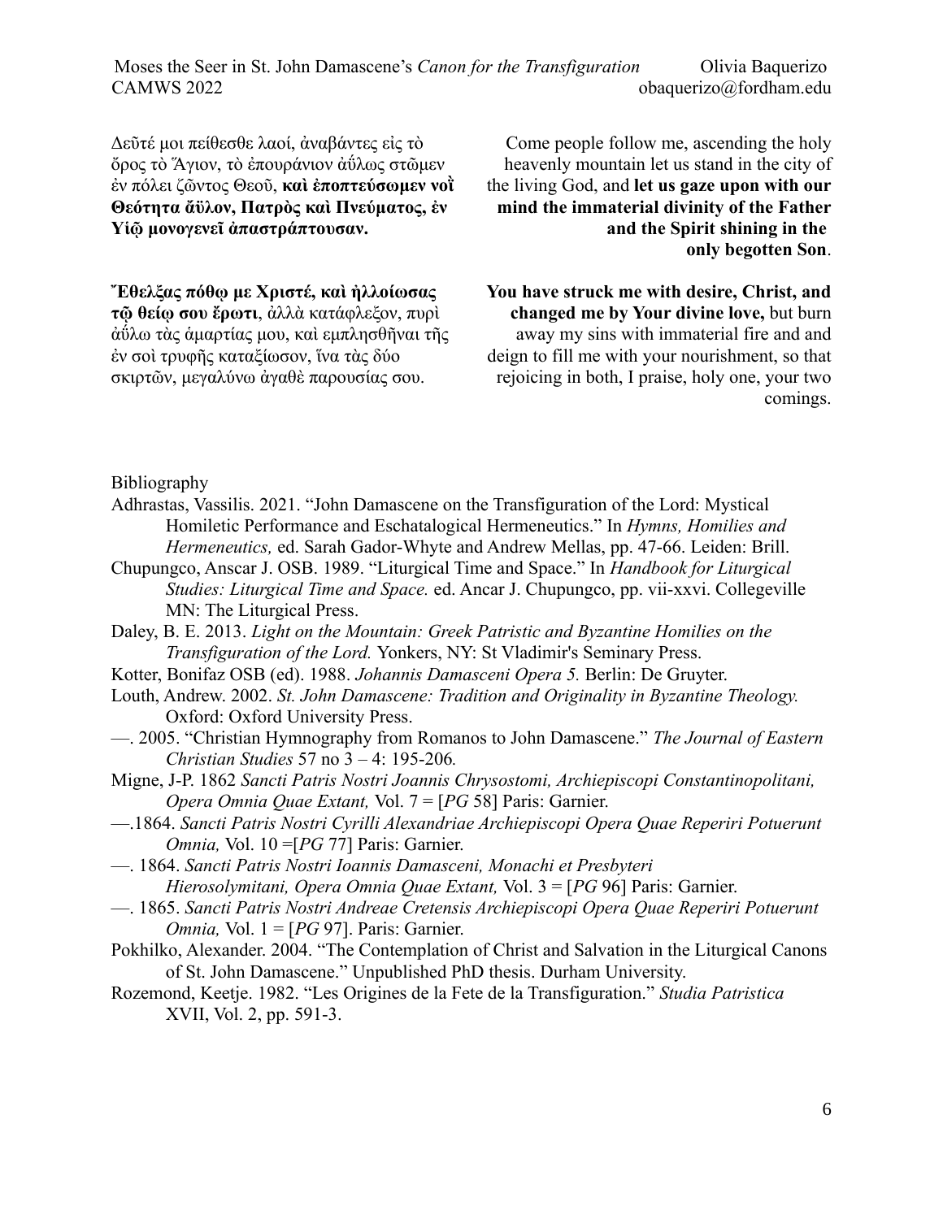Δεῦτέ μοι πείθεσθε λαοί, ἀναβάντες εἰς τὸ ὄρος τὸ Ἅγιον, τὸ ἐπουράνιον ἀΰλως στῶμεν ἐν πόλει ζῶντος Θεοῦ, **καὶ ἐποπτεύσωμεν νοῒ Θεότητα ἄϋλον, Πατρὸς καὶ Πνεύματος, ἐν Υἱῷ μονογενεῖ ἀπαστράπτουσαν.**

Come people follow me, ascending the holy heavenly mountain let us stand in the city of the living God, and **let us gaze upon with our mind the immaterial divinity of the Father and the Spirit shining in the only begotten Son**.

**Ἔθελξας πόθῳ με Χριστέ, καὶ ἠλλοίωσας τῷ θείῳ σου ἔρωτι**, ἀλλὰ κατάφλεξον, πυρὶ ἀΰλω τὰς ἁμαρτίας μου, καὶ εμπλησθῆναι τῆς ἐν σοὶ τρυφῆς καταξίωσον, ἵνα τὰς δύο σκιρτῶν, μεγαλύνω ἀγαθὲ παρουσίας σου.

**You have struck me with desire, Christ, and changed me by Your divine love,** but burn away my sins with immaterial fire and and deign to fill me with your nourishment, so that rejoicing in both, I praise, holy one, your two comings.

Bibliography

Adhrastas, Vassilis. 2021. "John Damascene on the Transfiguration of the Lord: Mystical Homiletic Performance and Eschatological Hermeneutics." In *Hymns, Homilies and Hermeneutics,* ed. Sarah Gador-Whyte and Andrew Mellas, pp. 47-66. Leiden: Brill.

Chupungco, Anscar J. OSB. 1989. "Liturgical Time and Space." In *Handbook for Liturgical Studies: Liturgical Time and Space.* ed. Ancar J. Chupungco, pp. vii-xxvi. Collegeville MN: The Liturgical Press.

Daley, B. E. 2013. *Light on the Mountain: Greek Patristic and Byzantine Homilies on the Transfiguration of the Lord.* Yonkers, NY: St Vladimir's Seminary Press.

Kotter, Bonifaz OSB (ed). 1988. *Johannis Damasceni Opera 5.* Berlin: De Gruyter.

Louth, Andrew. 2002. *St. John Damascene: Tradition and Originality in Byzantine Theology.* Oxford: Oxford University Press.

—. 2005. "Christian Hymnography from Romanos to John Damascene." *The Journal of Eastern Christian Studies* 57 no 3 – 4: 195-206*.*

Migne, J-P. 1862 *Sancti Patris Nostri Joannis Chrysostomi, Archiepiscopi Constantinopolitani, Opera Omnia Quae Extant,* Vol. 7 = [*PG* 58] Paris: Garnier.

—.1864. *Sancti Patris Nostri Cyrilli Alexandriae Archiepiscopi Opera Quae Reperiri Potuerunt Omnia,* Vol. 10 =[*PG* 77] Paris: Garnier.

—. 1864. *Sancti Patris Nostri Ioannis Damasceni, Monachi et Presbyteri Hierosolymitani, Opera Omnia Quae Extant,* Vol. 3 = [*PG* 96] Paris: Garnier.

—. 1865. *Sancti Patris Nostri Andreae Cretensis Archiepiscopi Opera Quae Reperiri Potuerunt Omnia,* Vol. 1 = [*PG* 97]. Paris: Garnier.

Pokhilko, Alexander. 2004. "The Contemplation of Christ and Salvation in the Liturgical Canons of St. John Damascene." Unpublished PhD thesis. Durham University.

Rozemond, Keetje. 1982. "Les Origines de la Fete de la Transfiguration." *Studia Patristica* XVII, Vol. 2, pp. 591-3.